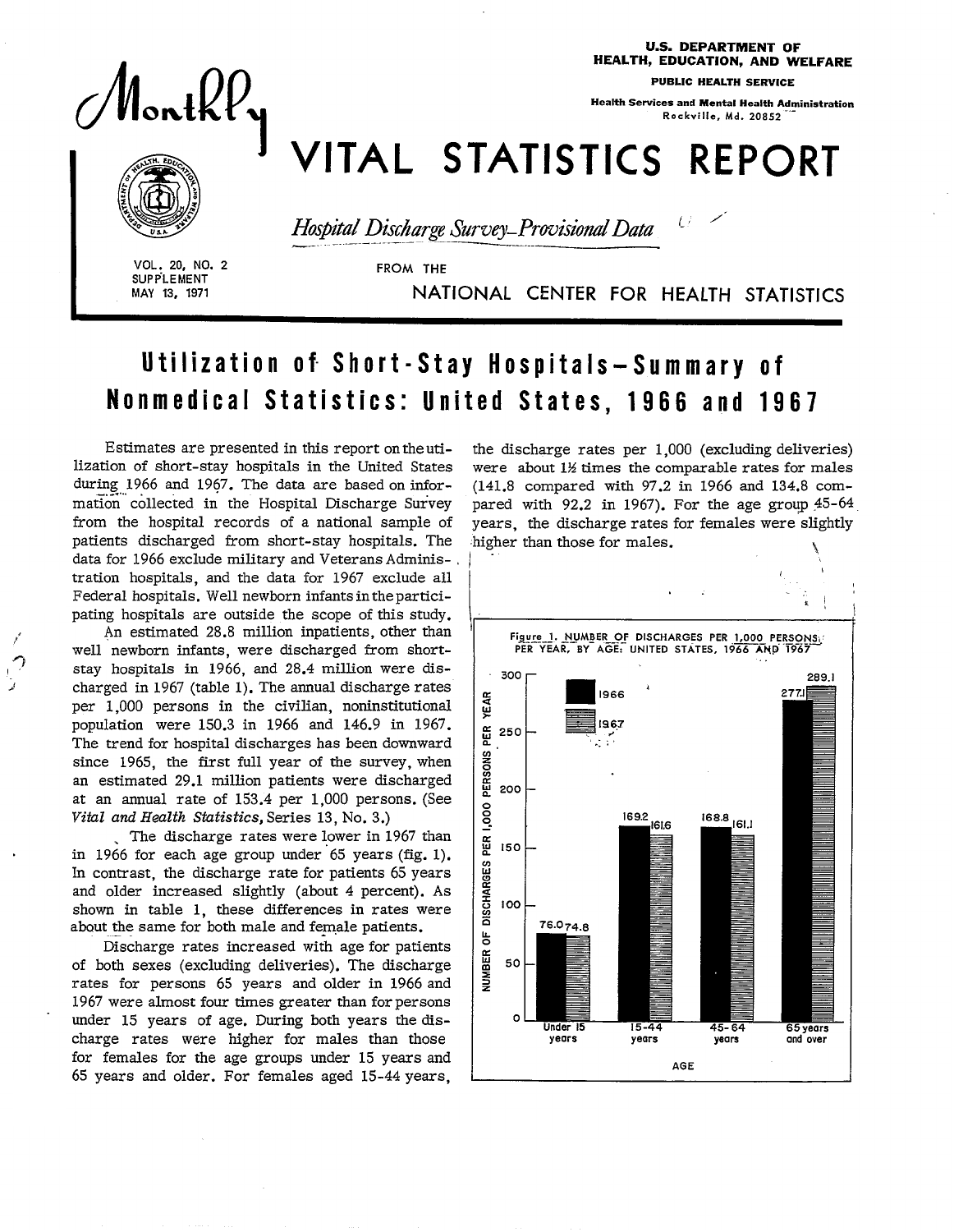U.S. DEPARTMENT OF HEALTH, EDUCATION, AND WELFARE
PUBLIC HEALTH SERVICE
Health Services and Mental Health Administration
Rockville, Md. 20852

# Monthly VITAL STATISTICS REPORT

*Hospital Discharge Survey–Provisional Data*

VOL. 20, NO. 2
SUPPLEMENT
MAY 13, 1971

FROM THE
NATIONAL CENTER FOR HEALTH STATISTICS

## Utilization of Short-Stay Hospitals–Summary of Nonmedical Statistics: United States, 1966 and 1967

Estimates are presented in this report on the utilization of short-stay hospitals in the United States during 1966 and 1967. The data are based on information collected in the Hospital Discharge Survey from the hospital records of a national sample of patients discharged from short-stay hospitals. The data for 1966 exclude military and Veterans Administration hospitals, and the data for 1967 exclude all Federal hospitals. Well newborn infants in the participating hospitals are outside the scope of this study.

An estimated 28.8 million inpatients, other than well newborn infants, were discharged from short-stay hospitals in 1966, and 28.4 million were discharged in 1967 (table 1). The annual discharge rates per 1,000 persons in the civilian, noninstitutional population were 150.3 in 1966 and 146.9 in 1967. The trend for hospital discharges has been downward since 1965, the first full year of the survey, when an estimated 29.1 million patients were discharged at an annual rate of 153.4 per 1,000 persons. (See *Vital and Health Statistics*, Series 13, No. 3.)

The discharge rates were lower in 1967 than in 1966 for each age group under 65 years (fig. 1). In contrast, the discharge rate for patients 65 years and older increased slightly (about 4 percent). As shown in table 1, these differences in rates were about the same for both male and female patients.

Discharge rates increased with age for patients of both sexes (excluding deliveries). The discharge rates for persons 65 years and older in 1966 and 1967 were almost four times greater than for persons under 15 years of age. During both years the discharge rates were higher for males than those for females for the age groups under 15 years and 65 years and older. For females aged 15-44 years, the discharge rates per 1,000 (excluding deliveries) were about 1½ times the comparable rates for males (141.8 compared with 97.2 in 1966 and 134.8 compared with 92.2 in 1967). For the age group 45-64 years, the discharge rates for females were slightly higher than those for males.

Figure 1. NUMBER OF DISCHARGES PER 1,000 PERSONS PER YEAR, BY AGE: UNITED STATES, 1966 AND 1967

| Age | 1966 | 1967 |
|---|---|---|
| Under 15 years | 76.0 | 74.8 |
| 15-44 years | 169.2 | 161.6 |
| 45-64 years | 168.8 | 161.1 |
| 65 years and over | 277.1 | 289.1 |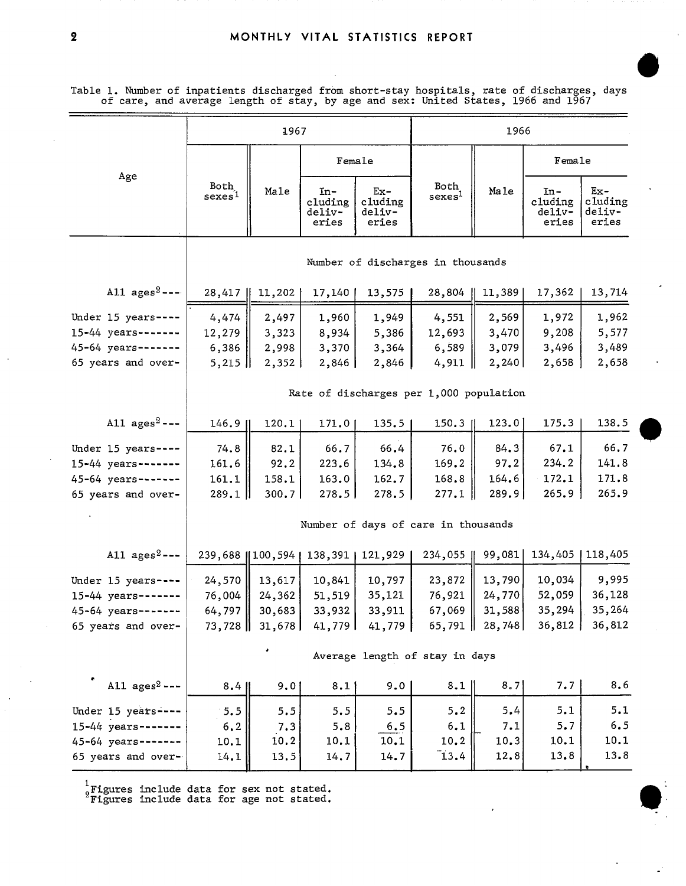Table 1. Number of inpatients discharged from short-stay hospitals, rate of discharges, days of care, and average length of stay, by age and sex: United States, 1966 and 1967

| Age | 1967 | | | | 1966 | | | |
|---|---|---|---|---|---|---|---|---|
| | Both sexes[1] | Male | Female | | Both sexes[1] | Male | Female | |
| | | | Including deliveries | Excluding deliveries | | | Including deliveries | Excluding deliveries |
| | **Number of discharges in thousands** | | | | | | | |
| All ages[2] | 28,417 | 11,202 | 17,140 | 13,575 | 28,804 | 11,389 | 17,362 | 13,714 |
| Under 15 years | 4,474 | 2,497 | 1,960 | 1,949 | 4,551 | 2,569 | 1,972 | 1,962 |
| 15-44 years | 12,279 | 3,323 | 8,934 | 5,386 | 12,693 | 3,470 | 9,208 | 5,577 |
| 45-64 years | 6,386 | 2,998 | 3,370 | 3,364 | 6,589 | 3,079 | 3,496 | 3,489 |
| 65 years and over | 5,215 | 2,352 | 2,846 | 2,846 | 4,911 | 2,240 | 2,658 | 2,658 |
| | **Rate of discharges per 1,000 population** | | | | | | | |
| All ages[2] | 146.9 | 120.1 | 171.0 | 135.5 | 150.3 | 123.0 | 175.3 | 138.5 |
| Under 15 years | 74.8 | 82.1 | 66.7 | 66.4 | 76.0 | 84.3 | 67.1 | 66.7 |
| 15-44 years | 161.6 | 92.2 | 223.6 | 134.8 | 169.2 | 97.2 | 234.2 | 141.8 |
| 45-64 years | 161.1 | 158.1 | 163.0 | 162.7 | 168.8 | 164.6 | 172.1 | 171.8 |
| 65 years and over | 289.1 | 300.7 | 278.5 | 278.5 | 277.1 | 289.9 | 265.9 | 265.9 |
| | **Number of days of care in thousands** | | | | | | | |
| All ages[2] | 239,688 | 100,594 | 138,391 | 121,929 | 234,055 | 99,081 | 134,405 | 118,405 |
| Under 15 years | 24,570 | 13,617 | 10,841 | 10,797 | 23,872 | 13,790 | 10,034 | 9,995 |
| 15-44 years | 76,004 | 24,362 | 51,519 | 35,121 | 76,921 | 24,770 | 52,059 | 36,128 |
| 45-64 years | 64,797 | 30,683 | 33,932 | 33,911 | 67,069 | 31,588 | 35,294 | 35,264 |
| 65 years and over | 73,728 | 31,678 | 41,779 | 41,779 | 65,791 | 28,748 | 36,812 | 36,812 |
| | **Average length of stay in days** | | | | | | | |
| All ages[2] | 8.4 | 9.0 | 8.1 | 9.0 | 8.1 | 8.7 | 7.7 | 8.6 |
| Under 15 years | 5.5 | 5.5 | 5.5 | 5.5 | 5.2 | 5.4 | 5.1 | 5.1 |
| 15-44 years | 6.2 | 7.3 | 5.8 | 6.5 | 6.1 | 7.1 | 5.7 | 6.5 |
| 45-64 years | 10.1 | 10.2 | 10.1 | 10.1 | 10.2 | 10.3 | 10.1 | 10.1 |
| 65 years and over | 14.1 | 13.5 | 14.7 | 14.7 | 13.4 | 12.8 | 13.8 | 13.8 |

[1]Figures include data for sex not stated.
[2]Figures include data for age not stated.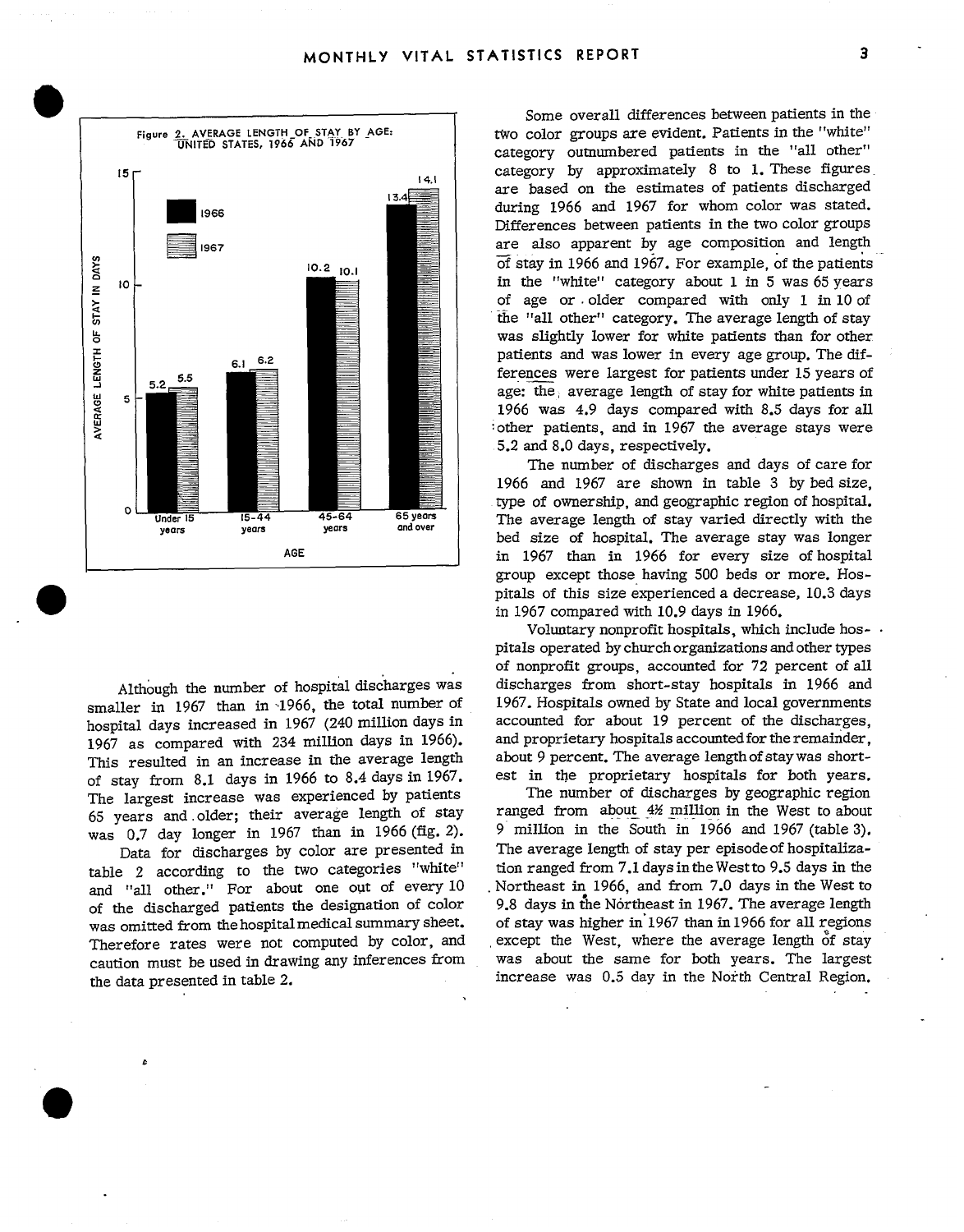Figure 2. AVERAGE LENGTH OF STAY BY AGE: UNITED STATES, 1966 AND 1967

| Age | 1966 | 1967 |
|---|---|---|
| Under 15 years | 5.2 | 5.5 |
| 15-44 years | 6.1 | 6.2 |
| 45-64 years | 10.2 | 10.1 |
| 65 years and over | 13.4 | 14.1 |

Although the number of hospital discharges was smaller in 1967 than in 1966, the total number of hospital days increased in 1967 (240 million days in 1967 as compared with 234 million days in 1966). This resulted in an increase in the average length of stay from 8.1 days in 1966 to 8.4 days in 1967. The largest increase was experienced by patients 65 years and older; their average length of stay was 0.7 day longer in 1967 than in 1966 (fig. 2).

Data for discharges by color are presented in table 2 according to the two categories "white" and "all other." For about one out of every 10 of the discharged patients the designation of color was omitted from the hospital medical summary sheet. Therefore rates were not computed by color, and caution must be used in drawing any inferences from the data presented in table 2.

Some overall differences between patients in the two color groups are evident. Patients in the "white" category outnumbered patients in the "all other" category by approximately 8 to 1. These figures are based on the estimates of patients discharged during 1966 and 1967 for whom color was stated. Differences between patients in the two color groups are also apparent by age composition and length of stay in 1966 and 1967. For example, of the patients in the "white" category about 1 in 5 was 65 years of age or older compared with only 1 in 10 of the "all other" category. The average length of stay was slightly lower for white patients than for other patients and was lower in every age group. The differences were largest for patients under 15 years of age: the average length of stay for white patients in 1966 was 4.9 days compared with 8.5 days for all other patients, and in 1967 the average stays were 5.2 and 8.0 days, respectively.

The number of discharges and days of care for 1966 and 1967 are shown in table 3 by bed size, type of ownership, and geographic region of hospital. The average length of stay varied directly with the bed size of hospital. The average stay was longer in 1967 than in 1966 for every size of hospital group except those having 500 beds or more. Hospitals of this size experienced a decrease, 10.3 days in 1967 compared with 10.9 days in 1966.

Voluntary nonprofit hospitals, which include hospitals operated by church organizations and other types of nonprofit groups, accounted for 72 percent of all discharges from short-stay hospitals in 1966 and 1967. Hospitals owned by State and local governments accounted for about 19 percent of the discharges, and proprietary hospitals accounted for the remainder, about 9 percent. The average length of stay was shortest in the proprietary hospitals for both years.

The number of discharges by geographic region ranged from about 4½ million in the West to about 9 million in the South in 1966 and 1967 (table 3). The average length of stay per episode of hospitalization ranged from 7.1 days in the West to 9.5 days in the Northeast in 1966, and from 7.0 days in the West to 9.8 days in the Northeast in 1967. The average length of stay was higher in 1967 than in 1966 for all regions except the West, where the average length of stay was about the same for both years. The largest increase was 0.5 day in the North Central Region.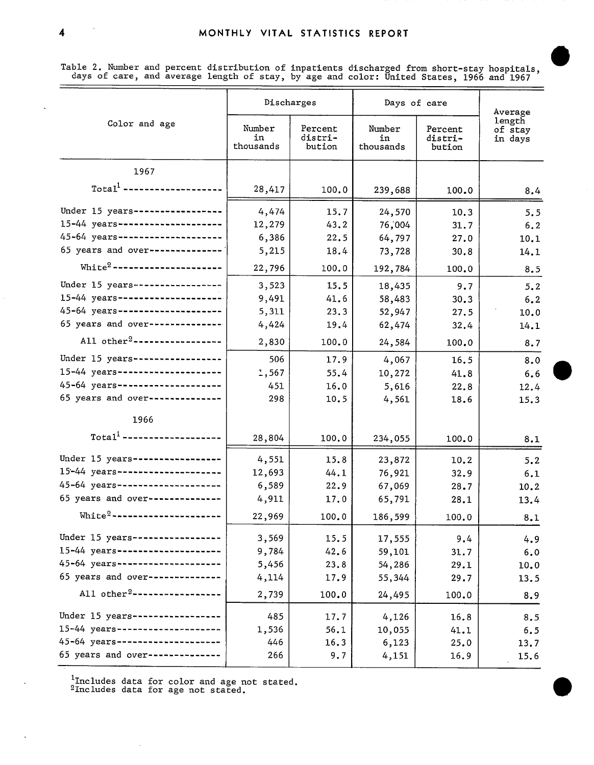Table 2. Number and percent distribution of inpatients discharged from short-stay hospitals, days of care, and average length of stay, by age and color: United States, 1966 and 1967

| Color and age | Discharges | | Days of care | | Average length of stay in days |
|---|---|---|---|---|---|
| | Number in thousands | Percent distribution | Number in thousands | Percent distribution | |
| **1967** | | | | | |
| Total[1] | 28,417 | 100.0 | 239,688 | 100.0 | 8.4 |
| Under 15 years | 4,474 | 15.7 | 24,570 | 10.3 | 5.5 |
| 15-44 years | 12,279 | 43.2 | 76,004 | 31.7 | 6.2 |
| 45-64 years | 6,386 | 22.5 | 64,797 | 27.0 | 10.1 |
| 65 years and over | 5,215 | 18.4 | 73,728 | 30.8 | 14.1 |
| White[2] | 22,796 | 100.0 | 192,784 | 100.0 | 8.5 |
| Under 15 years | 3,523 | 15.5 | 18,435 | 9.7 | 5.2 |
| 15-44 years | 9,491 | 41.6 | 58,483 | 30.3 | 6.2 |
| 45-64 years | 5,311 | 23.3 | 52,947 | 27.5 | 10.0 |
| 65 years and over | 4,424 | 19.4 | 62,474 | 32.4 | 14.1 |
| All other[2] | 2,830 | 100.0 | 24,584 | 100.0 | 8.7 |
| Under 15 years | 506 | 17.9 | 4,067 | 16.5 | 8.0 |
| 15-44 years | 1,567 | 55.4 | 10,272 | 41.8 | 6.6 |
| 45-64 years | 451 | 16.0 | 5,616 | 22.8 | 12.4 |
| 65 years and over | 298 | 10.5 | 4,561 | 18.6 | 15.3 |
| **1966** | | | | | |
| Total[1] | 28,804 | 100.0 | 234,055 | 100.0 | 8.1 |
| Under 15 years | 4,551 | 15.8 | 23,872 | 10.2 | 5.2 |
| 15-44 years | 12,693 | 44.1 | 76,921 | 32.9 | 6.1 |
| 45-64 years | 6,589 | 22.9 | 67,069 | 28.7 | 10.2 |
| 65 years and over | 4,911 | 17.0 | 65,791 | 28.1 | 13.4 |
| White[2] | 22,969 | 100.0 | 186,599 | 100.0 | 8.1 |
| Under 15 years | 3,569 | 15.5 | 17,555 | 9.4 | 4.9 |
| 15-44 years | 9,784 | 42.6 | 59,101 | 31.7 | 6.0 |
| 45-64 years | 5,456 | 23.8 | 54,286 | 29.1 | 10.0 |
| 65 years and over | 4,114 | 17.9 | 55,344 | 29.7 | 13.5 |
| All other[2] | 2,739 | 100.0 | 24,495 | 100.0 | 8.9 |
| Under 15 years | 485 | 17.7 | 4,126 | 16.8 | 8.5 |
| 15-44 years | 1,536 | 56.1 | 10,055 | 41.1 | 6.5 |
| 45-64 years | 446 | 16.3 | 6,123 | 25.0 | 13.7 |
| 65 years and over | 266 | 9.7 | 4,151 | 16.9 | 15.6 |

[1]Includes data for color and age not stated.
[2]Includes data for age not stated.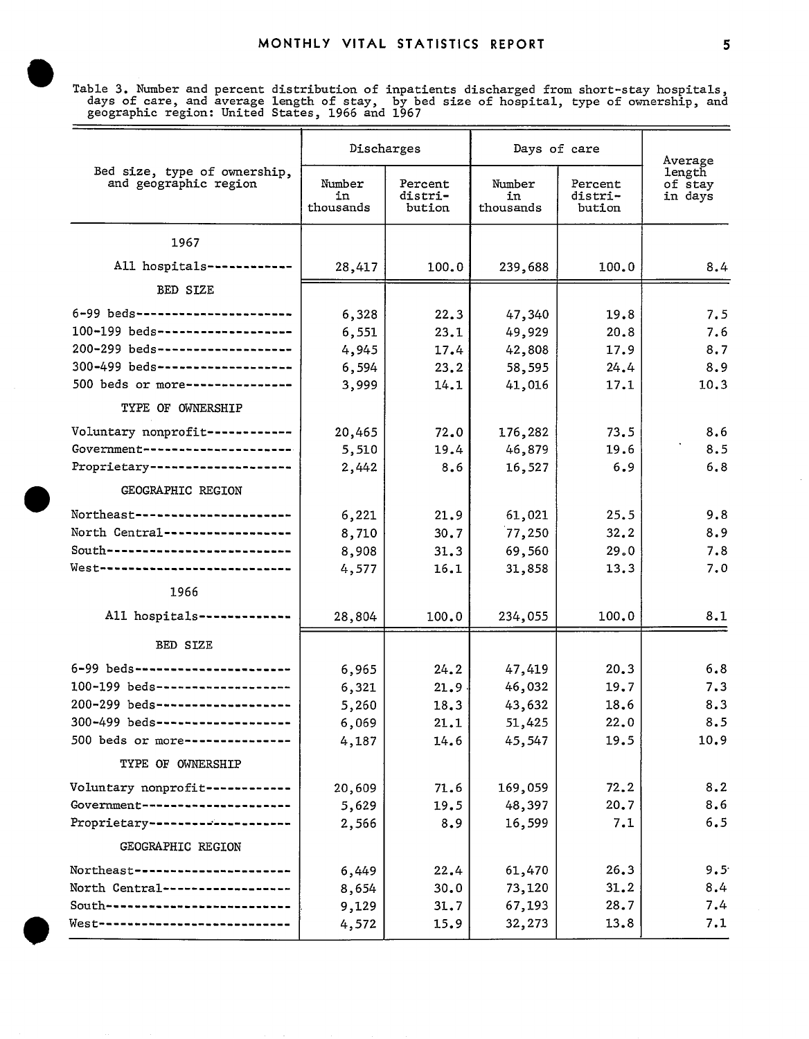Table 3. Number and percent distribution of inpatients discharged from short-stay hospitals, days of care, and average length of stay, by bed size of hospital, type of ownership, and geographic region: United States, 1966 and 1967

| Bed size, type of ownership, and geographic region | Discharges | | Days of care | | Average length of stay in days |
|---|---|---|---|---|---|
| | Number in thousands | Percent distribution | Number in thousands | Percent distribution | |
| **1967** | | | | | |
| All hospitals | 28,417 | 100.0 | 239,688 | 100.0 | 8.4 |
| BED SIZE | | | | | |
| 6-99 beds | 6,328 | 22.3 | 47,340 | 19.8 | 7.5 |
| 100-199 beds | 6,551 | 23.1 | 49,929 | 20.8 | 7.6 |
| 200-299 beds | 4,945 | 17.4 | 42,808 | 17.9 | 8.7 |
| 300-499 beds | 6,594 | 23.2 | 58,595 | 24.4 | 8.9 |
| 500 beds or more | 3,999 | 14.1 | 41,016 | 17.1 | 10.3 |
| TYPE OF OWNERSHIP | | | | | |
| Voluntary nonprofit | 20,465 | 72.0 | 176,282 | 73.5 | 8.6 |
| Government | 5,510 | 19.4 | 46,879 | 19.6 | 8.5 |
| Proprietary | 2,442 | 8.6 | 16,527 | 6.9 | 6.8 |
| GEOGRAPHIC REGION | | | | | |
| Northeast | 6,221 | 21.9 | 61,021 | 25.5 | 9.8 |
| North Central | 8,710 | 30.7 | 77,250 | 32.2 | 8.9 |
| South | 8,908 | 31.3 | 69,560 | 29.0 | 7.8 |
| West | 4,577 | 16.1 | 31,858 | 13.3 | 7.0 |
| **1966** | | | | | |
| All hospitals | 28,804 | 100.0 | 234,055 | 100.0 | 8.1 |
| BED SIZE | | | | | |
| 6-99 beds | 6,965 | 24.2 | 47,419 | 20.3 | 6.8 |
| 100-199 beds | 6,321 | 21.9 | 46,032 | 19.7 | 7.3 |
| 200-299 beds | 5,260 | 18.3 | 43,632 | 18.6 | 8.3 |
| 300-499 beds | 6,069 | 21.1 | 51,425 | 22.0 | 8.5 |
| 500 beds or more | 4,187 | 14.6 | 45,547 | 19.5 | 10.9 |
| TYPE OF OWNERSHIP | | | | | |
| Voluntary nonprofit | 20,609 | 71.6 | 169,059 | 72.2 | 8.2 |
| Government | 5,629 | 19.5 | 48,397 | 20.7 | 8.6 |
| Proprietary | 2,566 | 8.9 | 16,599 | 7.1 | 6.5 |
| GEOGRAPHIC REGION | | | | | |
| Northeast | 6,449 | 22.4 | 61,470 | 26.3 | 9.5 |
| North Central | 8,654 | 30.0 | 73,120 | 31.2 | 8.4 |
| South | 9,129 | 31.7 | 67,193 | 28.7 | 7.4 |
| West | 4,572 | 15.9 | 32,273 | 13.8 | 7.1 |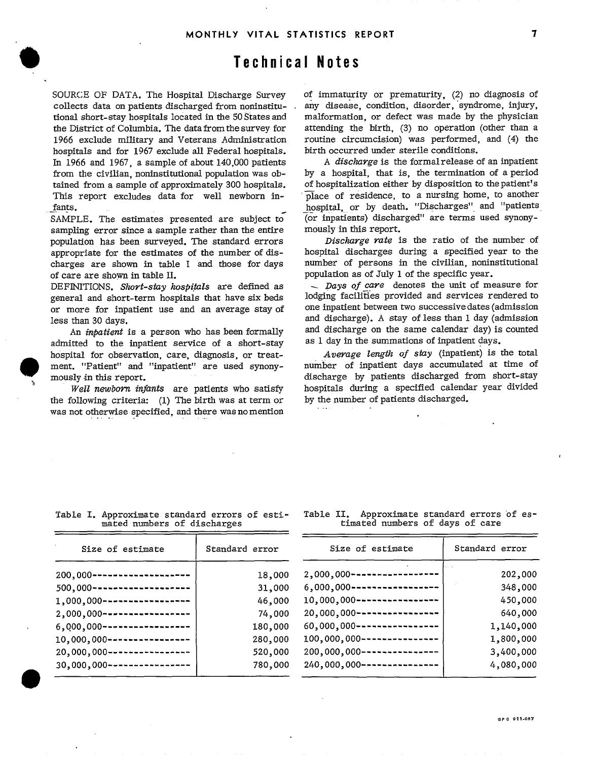# Technical Notes

SOURCE OF DATA. The Hospital Discharge Survey collects data on patients discharged from noninstitutional short-stay hospitals located in the 50 States and the District of Columbia. The data from the survey for 1966 exclude military and Veterans Administration hospitals and for 1967 exclude all Federal hospitals. In 1966 and 1967, a sample of about 140,000 patients from the civilian, noninstitutional population was obtained from a sample of approximately 300 hospitals. This report excludes data for well newborn infants.

SAMPLE. The estimates presented are subject to sampling error since a sample rather than the entire population has been surveyed. The standard errors appropriate for the estimates of the number of discharges are shown in table I and those for days of care are shown in table II.

DEFINITIONS. *Short-stay hospitals* are defined as general and short-term hospitals that have six beds or more for inpatient use and an average stay of less than 30 days.

An *inpatient* is a person who has been formally admitted to the inpatient service of a short-stay hospital for observation, care, diagnosis, or treatment. "Patient" and "inpatient" are used synonymously in this report.

*Well newborn infants* are patients who satisfy the following criteria: (1) The birth was at term or was not otherwise specified, and there was no mention of immaturity or prematurity, (2) no diagnosis of any disease, condition, disorder, syndrome, injury, malformation, or defect was made by the physician attending the birth, (3) no operation (other than a routine circumcision) was performed, and (4) the birth occurred under sterile conditions.

A *discharge* is the formal release of an inpatient by a hospital, that is, the termination of a period of hospitalization either by disposition to the patient's place of residence, to a nursing home, to another hospital, or by death. "Discharges" and "patients (or inpatients) discharged" are terms used synonymously in this report.

*Discharge rate* is the ratio of the number of hospital discharges during a specified year to the number of persons in the civilian, noninstitutional population as of July 1 of the specific year.

*Days of care* denotes the unit of measure for lodging facilities provided and services rendered to one inpatient between two successive dates (admission and discharge). A stay of less than 1 day (admission and discharge on the same calendar day) is counted as 1 day in the summations of inpatient days.

*Average length of stay* (inpatient) is the total number of inpatient days accumulated at time of discharge by patients discharged from short-stay hospitals during a specified calendar year divided by the number of patients discharged.

Table I. Approximate standard errors of estimated numbers of discharges

| Size of estimate | Standard error |
|---|---|
| 200,000 | 18,000 |
| 500,000 | 31,000 |
| 1,000,000 | 46,000 |
| 2,000,000 | 74,000 |
| 6,000,000 | 180,000 |
| 10,000,000 | 280,000 |
| 20,000,000 | 520,000 |
| 30,000,000 | 780,000 |

Table II. Approximate standard errors of estimated numbers of days of care

| Size of estimate | Standard error |
|---|---|
| 2,000,000 | 202,000 |
| 6,000,000 | 348,000 |
| 10,000,000 | 450,000 |
| 20,000,000 | 640,000 |
| 60,000,000 | 1,140,000 |
| 100,000,000 | 1,800,000 |
| 200,000,000 | 3,400,000 |
| 240,000,000 | 4,080,000 |

GPO 911-087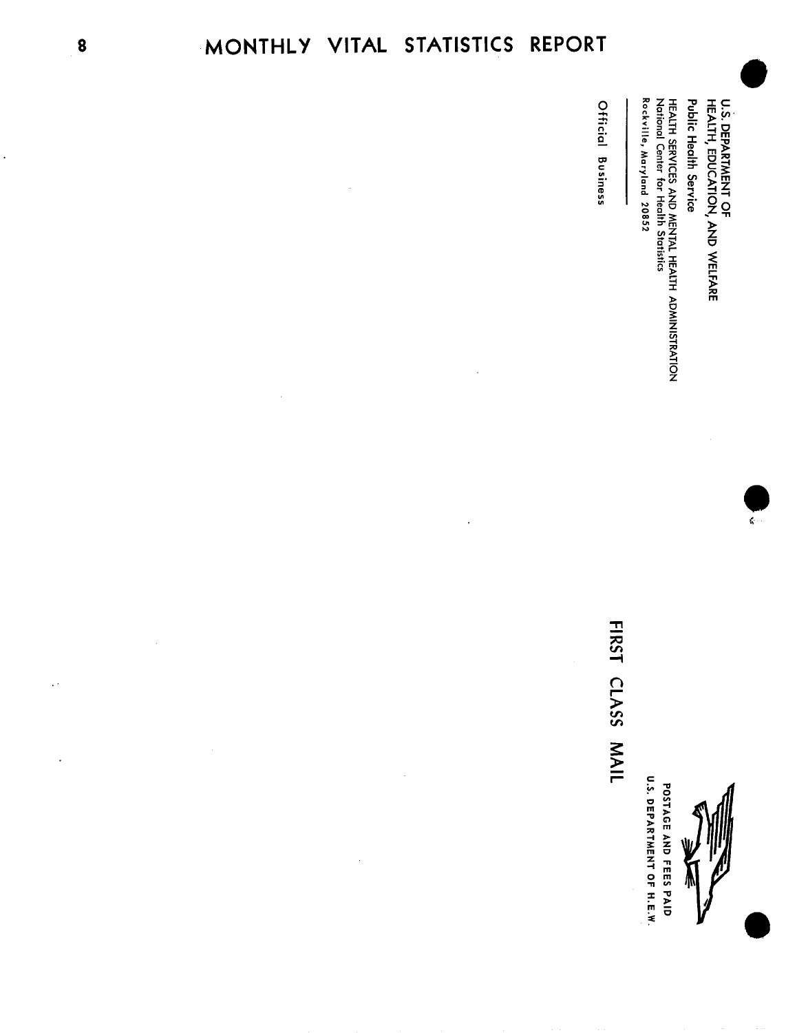U.S. DEPARTMENT OF
HEALTH, EDUCATION, AND WELFARE
Public Health Service
HEALTH SERVICES AND MENTAL HEALTH ADMINISTRATION
National Center for Health Statistics
Rockville, Maryland 20852

Official Business

FIRST CLASS MAIL

POSTAGE AND FEES PAID
U.S. DEPARTMENT OF H.E.W.